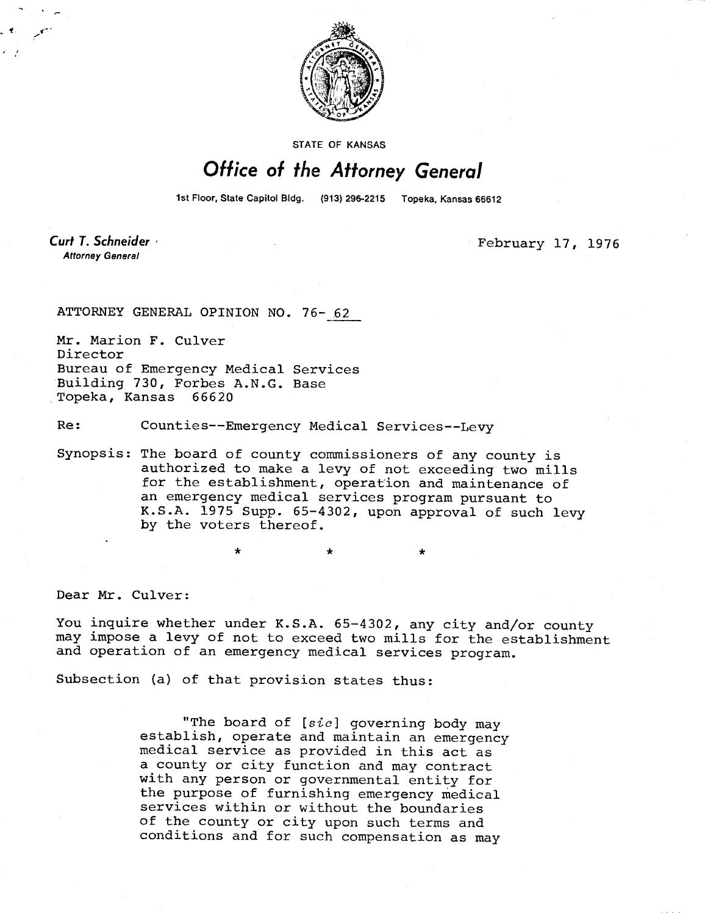STATE OF KANSAS

# Office of the Attorney General

1st Floor, State Capitol Bldg. (913) 296-2215 Topeka, Kansas 66612

**Curt T. Schneider**
*Attorney General*

February 17, 1976

ATTORNEY GENERAL OPINION NO. 76- 62

Mr. Marion F. Culver
Director
Bureau of Emergency Medical Services
Building 730, Forbes A.N.G. Base
Topeka, Kansas 66620

Re: Counties--Emergency Medical Services--Levy

Synopsis: The board of county commissioners of any county is authorized to make a levy of not exceeding two mills for the establishment, operation and maintenance of an emergency medical services program pursuant to K.S.A. 1975 Supp. 65-4302, upon approval of such levy by the voters thereof.

\* \* \*

Dear Mr. Culver:

You inquire whether under K.S.A. 65-4302, any city and/or county may impose a levy of not to exceed two mills for the establishment and operation of an emergency medical services program.

Subsection (a) of that provision states thus:

> "The board of [*sic*] governing body may establish, operate and maintain an emergency medical service as provided in this act as a county or city function and may contract with any person or governmental entity for the purpose of furnishing emergency medical services within or without the boundaries of the county or city upon such terms and conditions and for such compensation as may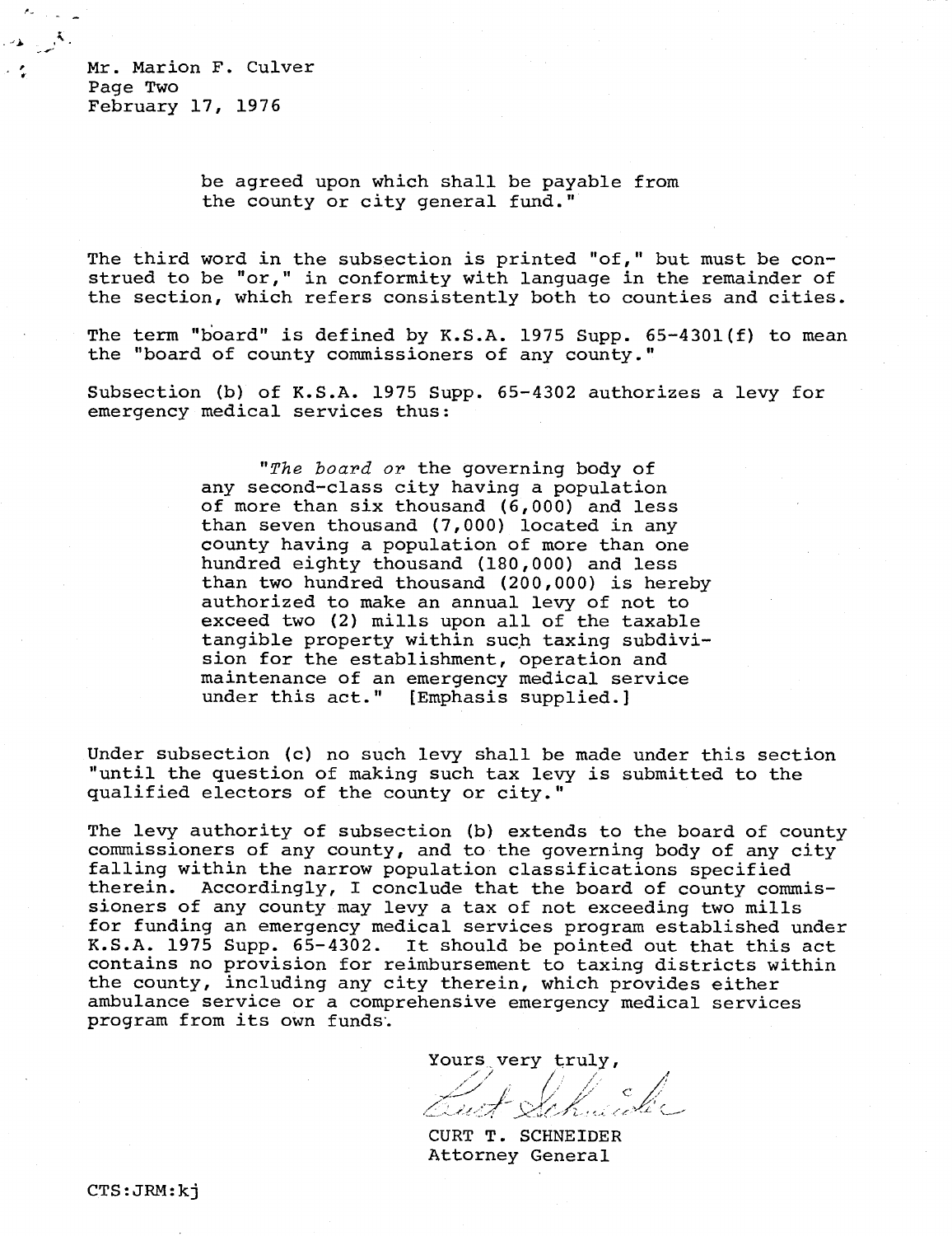Mr. Marion F. Culver
Page Two
February 17, 1976

> be agreed upon which shall be payable from the county or city general fund."

The third word in the subsection is printed "of," but must be construed to be "or," in conformity with language in the remainder of the section, which refers consistently both to counties and cities.

The term "board" is defined by K.S.A. 1975 Supp. 65-4301(f) to mean the "board of county commissioners of any county."

Subsection (b) of K.S.A. 1975 Supp. 65-4302 authorizes a levy for emergency medical services thus:

> "*The board or* the governing body of any second-class city having a population of more than six thousand (6,000) and less than seven thousand (7,000) located in any county having a population of more than one hundred eighty thousand (180,000) and less than two hundred thousand (200,000) is hereby authorized to make an annual levy of not to exceed two (2) mills upon all of the taxable tangible property within such taxing subdivision for the establishment, operation and maintenance of an emergency medical service under this act." [Emphasis supplied.]

Under subsection (c) no such levy shall be made under this section "until the question of making such tax levy is submitted to the qualified electors of the county or city."

The levy authority of subsection (b) extends to the board of county commissioners of any county, and to the governing body of any city falling within the narrow population classifications specified therein. Accordingly, I conclude that the board of county commissioners of any county may levy a tax of not exceeding two mills for funding an emergency medical services program established under K.S.A. 1975 Supp. 65-4302. It should be pointed out that this act contains no provision for reimbursement to taxing districts within the county, including any city therein, which provides either ambulance service or a comprehensive emergency medical services program from its own funds.

Yours very truly,

CURT T. SCHNEIDER
Attorney General

CTS:JRM:kj